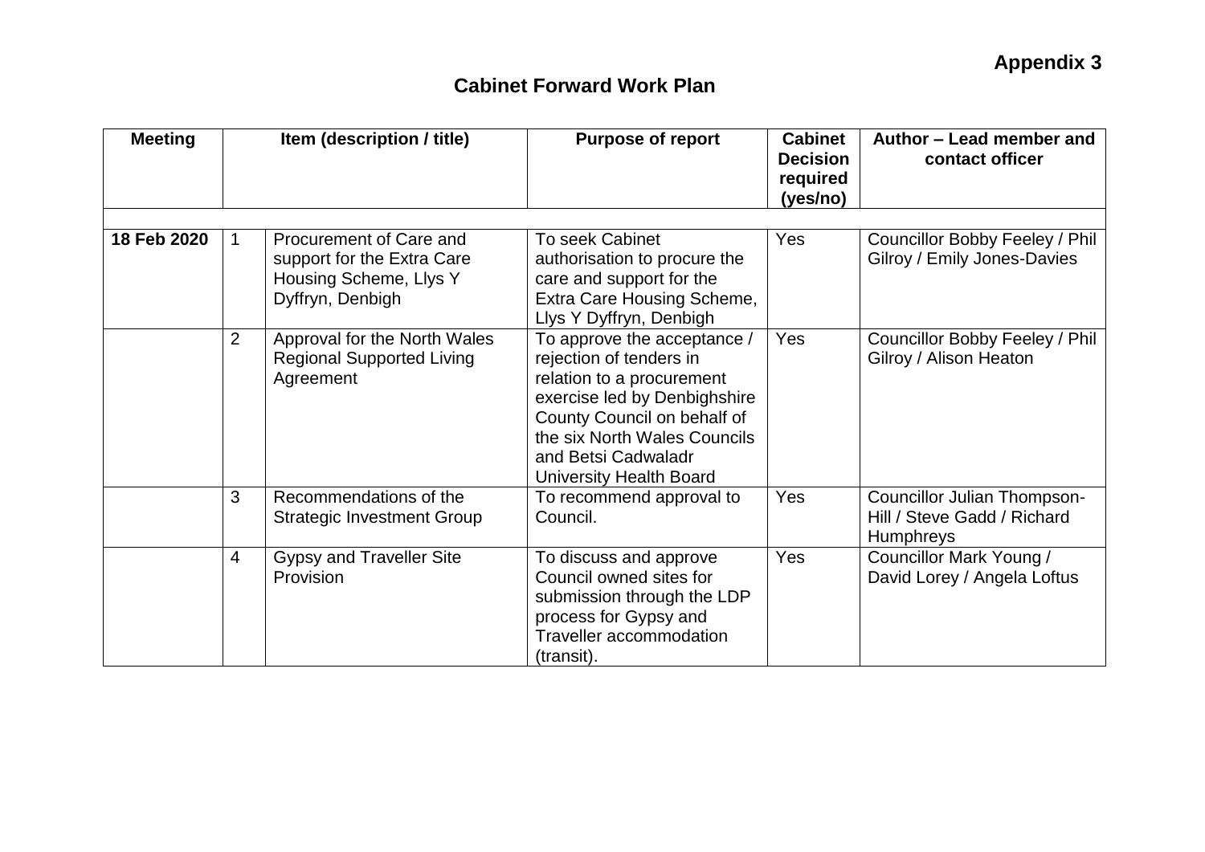**Appendix 3**

# Cabinet Forward Work Plan

| Meeting | | Item (description / title) | Purpose of report | Cabinet Decision required (yes/no) | Author – Lead member and contact officer |
|---|---|---|---|---|---|
| | | | | | |
| **18 Feb 2020** | 1 | Procurement of Care and support for the Extra Care Housing Scheme, Llys Y Dyffryn, Denbigh | To seek Cabinet authorisation to procure the care and support for the Extra Care Housing Scheme, Llys Y Dyffryn, Denbigh | Yes | Councillor Bobby Feeley / Phil Gilroy / Emily Jones-Davies |
| | 2 | Approval for the North Wales Regional Supported Living Agreement | To approve the acceptance / rejection of tenders in relation to a procurement exercise led by Denbighshire County Council on behalf of the six North Wales Councils and Betsi Cadwaladr University Health Board | Yes | Councillor Bobby Feeley / Phil Gilroy / Alison Heaton |
| | 3 | Recommendations of the Strategic Investment Group | To recommend approval to Council. | Yes | Councillor Julian Thompson-Hill / Steve Gadd / Richard Humphreys |
| | 4 | Gypsy and Traveller Site Provision | To discuss and approve Council owned sites for submission through the LDP process for Gypsy and Traveller accommodation (transit). | Yes | Councillor Mark Young / David Lorey / Angela Loftus |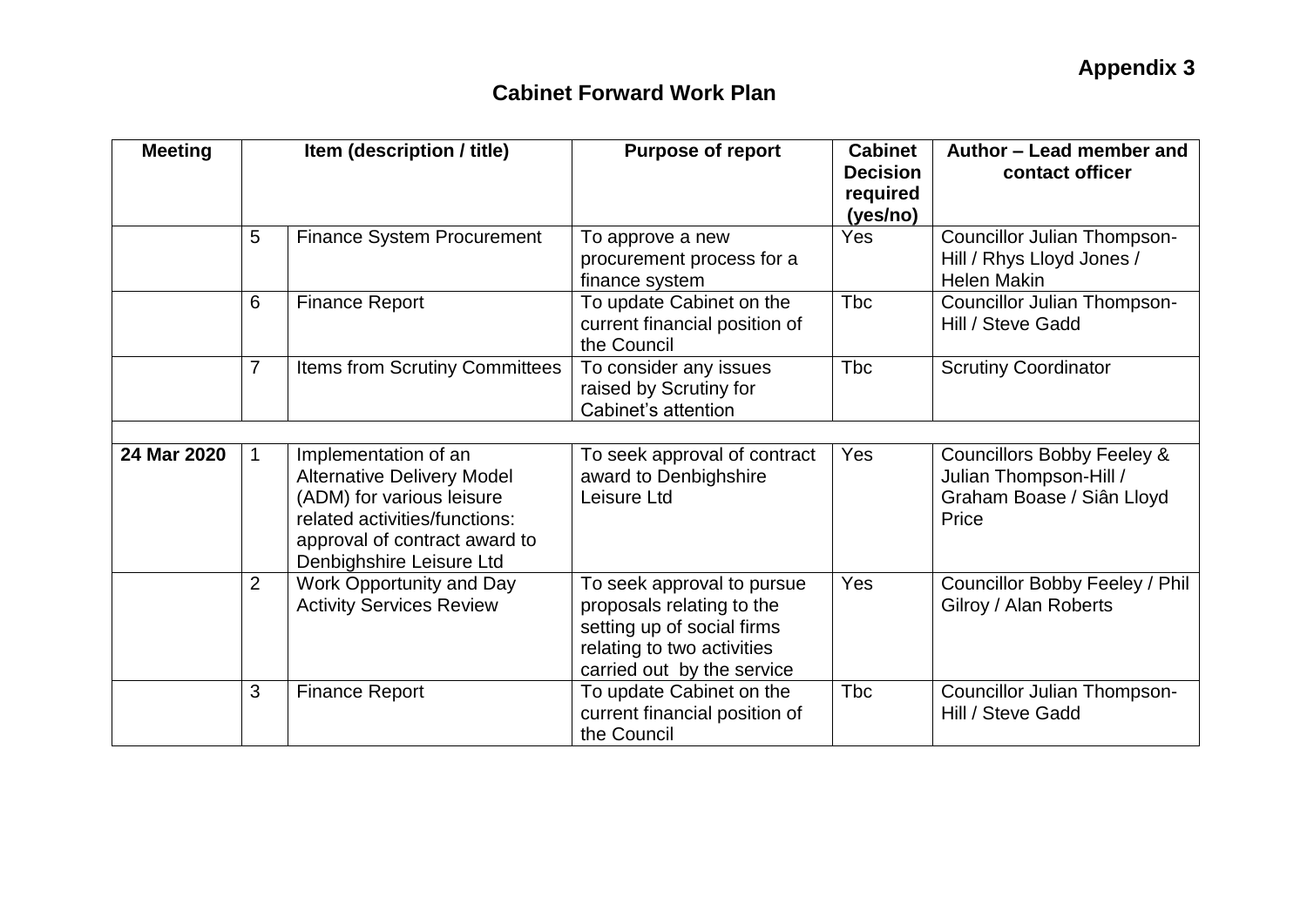**Appendix 3**

## Cabinet Forward Work Plan

| Meeting | Item (description / title) | | Purpose of report | Cabinet Decision required (yes/no) | Author – Lead member and contact officer |
|---|---|---|---|---|---|
| | 5 | Finance System Procurement | To approve a new procurement process for a finance system | Yes | Councillor Julian Thompson-Hill / Rhys Lloyd Jones / Helen Makin |
| | 6 | Finance Report | To update Cabinet on the current financial position of the Council | Tbc | Councillor Julian Thompson-Hill / Steve Gadd |
| | 7 | Items from Scrutiny Committees | To consider any issues raised by Scrutiny for Cabinet's attention | Tbc | Scrutiny Coordinator |
| | | | | | |
| **24 Mar 2020** | 1 | Implementation of an Alternative Delivery Model (ADM) for various leisure related activities/functions: approval of contract award to Denbighshire Leisure Ltd | To seek approval of contract award to Denbighshire Leisure Ltd | Yes | Councillors Bobby Feeley & Julian Thompson-Hill / Graham Boase / Siân Lloyd Price |
| | 2 | Work Opportunity and Day Activity Services Review | To seek approval to pursue proposals relating to the setting up of social firms relating to two activities carried out by the service | Yes | Councillor Bobby Feeley / Phil Gilroy / Alan Roberts |
| | 3 | Finance Report | To update Cabinet on the current financial position of the Council | Tbc | Councillor Julian Thompson-Hill / Steve Gadd |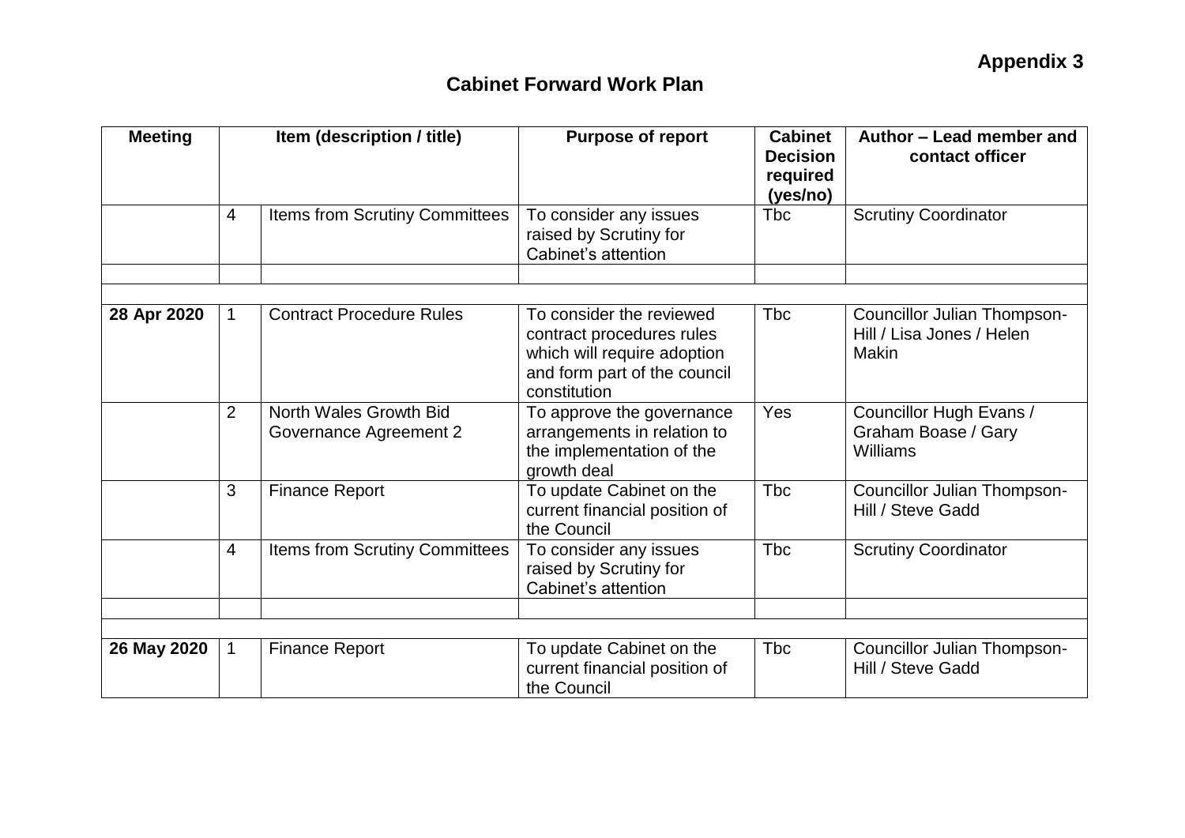**Appendix 3**

## Cabinet Forward Work Plan

| Meeting | Item (description / title) | | Purpose of report | Cabinet Decision required (yes/no) | Author – Lead member and contact officer |
|---|---|---|---|---|---|
| | 4 | Items from Scrutiny Committees | To consider any issues raised by Scrutiny for Cabinet's attention | Tbc | Scrutiny Coordinator |
| | | | | | |
| | | | | | |
| **28 Apr 2020** | 1 | Contract Procedure Rules | To consider the reviewed contract procedures rules which will require adoption and form part of the council constitution | Tbc | Councillor Julian Thompson-Hill / Lisa Jones / Helen Makin |
| | 2 | North Wales Growth Bid Governance Agreement 2 | To approve the governance arrangements in relation to the implementation of the growth deal | Yes | Councillor Hugh Evans / Graham Boase / Gary Williams |
| | 3 | Finance Report | To update Cabinet on the current financial position of the Council | Tbc | Councillor Julian Thompson-Hill / Steve Gadd |
| | 4 | Items from Scrutiny Committees | To consider any issues raised by Scrutiny for Cabinet's attention | Tbc | Scrutiny Coordinator |
| | | | | | |
| | | | | | |
| **26 May 2020** | 1 | Finance Report | To update Cabinet on the current financial position of the Council | Tbc | Councillor Julian Thompson-Hill / Steve Gadd |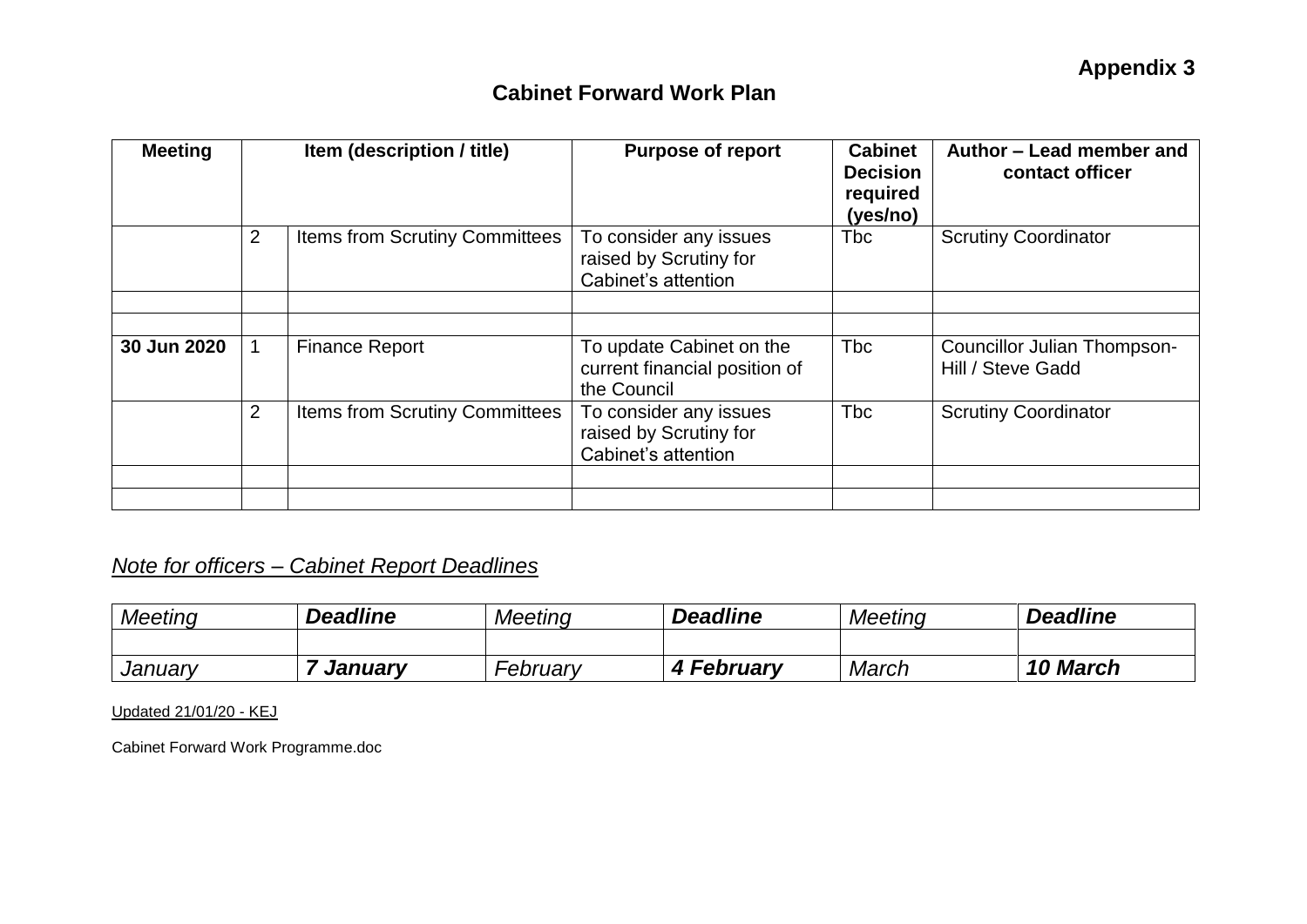**Appendix 3**

## Cabinet Forward Work Plan

| Meeting | Item (description / title) | | Purpose of report | Cabinet Decision required (yes/no) | Author – Lead member and contact officer |
|---|---|---|---|---|---|
| | 2 | Items from Scrutiny Committees | To consider any issues raised by Scrutiny for Cabinet's attention | Tbc | Scrutiny Coordinator |
| | | | | | |
| | | | | | |
| **30 Jun 2020** | 1 | Finance Report | To update Cabinet on the current financial position of the Council | Tbc | Councillor Julian Thompson-Hill / Steve Gadd |
| | 2 | Items from Scrutiny Committees | To consider any issues raised by Scrutiny for Cabinet's attention | Tbc | Scrutiny Coordinator |
| | | | | | |
| | | | | | |

### *Note for officers – Cabinet Report Deadlines*

| *Meeting* | ***Deadline*** | *Meeting* | ***Deadline*** | *Meeting* | ***Deadline*** |
|---|---|---|---|---|---|
| | | | | | |
| *January* | ***7 January*** | *February* | ***4 February*** | *March* | ***10 March*** |

Updated 21/01/20 - KEJ

Cabinet Forward Work Programme.doc